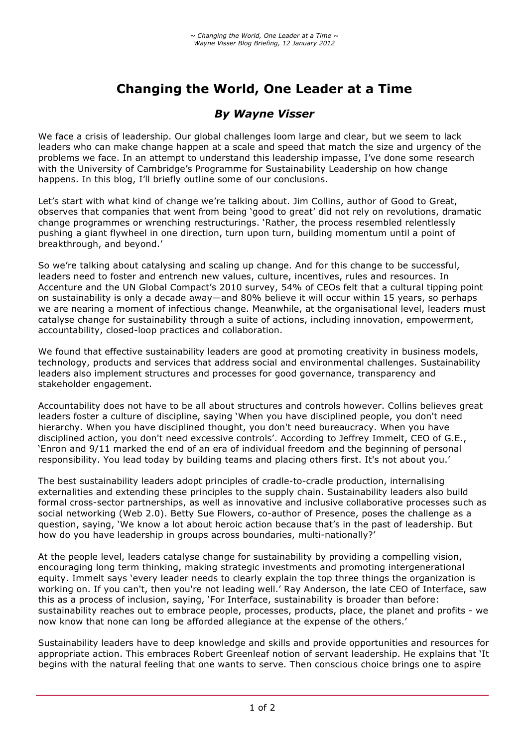# Changing the World, One Leader at a Time

## *By Wayne Visser*

We face a crisis of leadership. Our global challenges loom large and clear, but we seem to lack leaders who can make change happen at a scale and speed that match the size and urgency of the problems we face. In an attempt to understand this leadership impasse, I've done some research with the University of Cambridge's Programme for Sustainability Leadership on how change happens. In this blog, I'll briefly outline some of our conclusions.

Let's start with what kind of change we're talking about. Jim Collins, author of Good to Great, observes that companies that went from being 'good to great' did not rely on revolutions, dramatic change programmes or wrenching restructurings. 'Rather, the process resembled relentlessly pushing a giant flywheel in one direction, turn upon turn, building momentum until a point of breakthrough, and beyond.'

So we're talking about catalysing and scaling up change. And for this change to be successful, leaders need to foster and entrench new values, culture, incentives, rules and resources. In Accenture and the UN Global Compact's 2010 survey, 54% of CEOs felt that a cultural tipping point on sustainability is only a decade away—and 80% believe it will occur within 15 years, so perhaps we are nearing a moment of infectious change. Meanwhile, at the organisational level, leaders must catalyse change for sustainability through a suite of actions, including innovation, empowerment, accountability, closed-loop practices and collaboration.

We found that effective sustainability leaders are good at promoting creativity in business models, technology, products and services that address social and environmental challenges. Sustainability leaders also implement structures and processes for good governance, transparency and stakeholder engagement.

Accountability does not have to be all about structures and controls however. Collins believes great leaders foster a culture of discipline, saying 'When you have disciplined people, you don't need hierarchy. When you have disciplined thought, you don't need bureaucracy. When you have disciplined action, you don't need excessive controls'. According to Jeffrey Immelt, CEO of G.E., 'Enron and 9/11 marked the end of an era of individual freedom and the beginning of personal responsibility. You lead today by building teams and placing others first. It's not about you.'

The best sustainability leaders adopt principles of cradle-to-cradle production, internalising externalities and extending these principles to the supply chain. Sustainability leaders also build formal cross-sector partnerships, as well as innovative and inclusive collaborative processes such as social networking (Web 2.0). Betty Sue Flowers, co-author of Presence, poses the challenge as a question, saying, 'We know a lot about heroic action because that's in the past of leadership. But how do you have leadership in groups across boundaries, multi-nationally?'

At the people level, leaders catalyse change for sustainability by providing a compelling vision, encouraging long term thinking, making strategic investments and promoting intergenerational equity. Immelt says 'every leader needs to clearly explain the top three things the organization is working on. If you can't, then you're not leading well.' Ray Anderson, the late CEO of Interface, saw this as a process of inclusion, saying, 'For Interface, sustainability is broader than before: sustainability reaches out to embrace people, processes, products, place, the planet and profits - we now know that none can long be afforded allegiance at the expense of the others.'

Sustainability leaders have to deep knowledge and skills and provide opportunities and resources for appropriate action. This embraces Robert Greenleaf notion of servant leadership. He explains that 'It begins with the natural feeling that one wants to serve. Then conscious choice brings one to aspire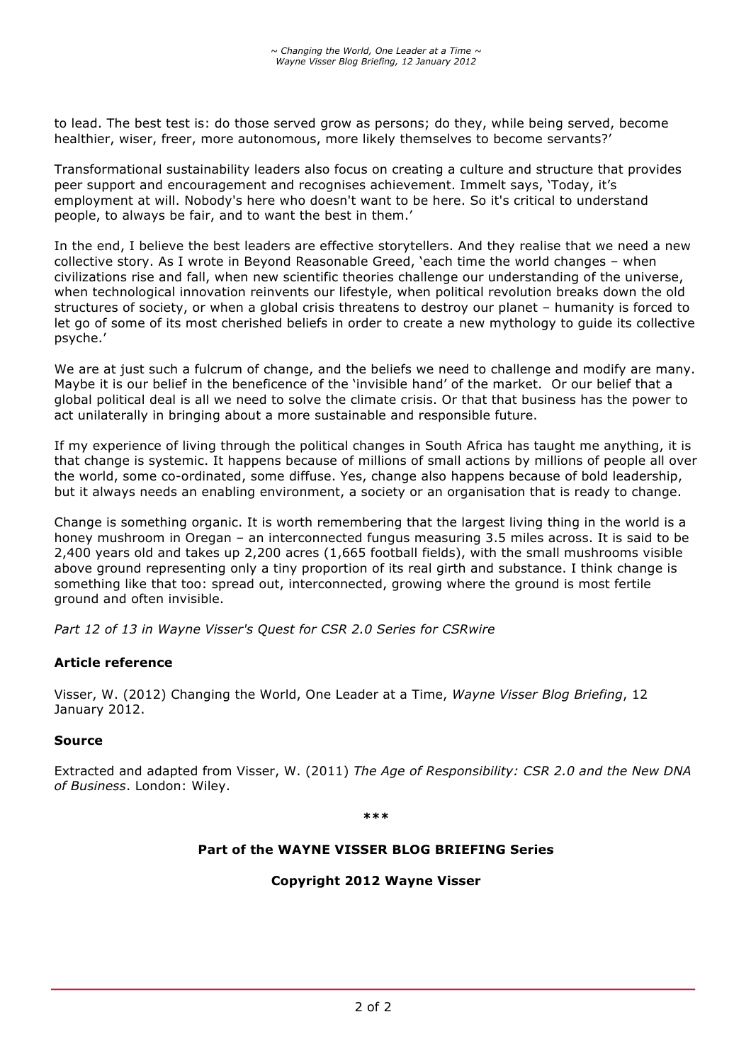to lead. The best test is: do those served grow as persons; do they, while being served, become healthier, wiser, freer, more autonomous, more likely themselves to become servants?'

Transformational sustainability leaders also focus on creating a culture and structure that provides peer support and encouragement and recognises achievement. Immelt says, 'Today, it's employment at will. Nobody's here who doesn't want to be here. So it's critical to understand people, to always be fair, and to want the best in them.'

In the end, I believe the best leaders are effective storytellers. And they realise that we need a new collective story. As I wrote in Beyond Reasonable Greed, 'each time the world changes – when civilizations rise and fall, when new scientific theories challenge our understanding of the universe, when technological innovation reinvents our lifestyle, when political revolution breaks down the old structures of society, or when a global crisis threatens to destroy our planet – humanity is forced to let go of some of its most cherished beliefs in order to create a new mythology to guide its collective psyche.'

We are at just such a fulcrum of change, and the beliefs we need to challenge and modify are many. Maybe it is our belief in the beneficence of the 'invisible hand' of the market. Or our belief that a global political deal is all we need to solve the climate crisis. Or that that business has the power to act unilaterally in bringing about a more sustainable and responsible future.

If my experience of living through the political changes in South Africa has taught me anything, it is that change is systemic. It happens because of millions of small actions by millions of people all over the world, some co-ordinated, some diffuse. Yes, change also happens because of bold leadership, but it always needs an enabling environment, a society or an organisation that is ready to change.

Change is something organic. It is worth remembering that the largest living thing in the world is a honey mushroom in Oregan – an interconnected fungus measuring 3.5 miles across. It is said to be 2,400 years old and takes up 2,200 acres (1,665 football fields), with the small mushrooms visible above ground representing only a tiny proportion of its real girth and substance. I think change is something like that too: spread out, interconnected, growing where the ground is most fertile ground and often invisible.

*Part 12 of 13 in Wayne Visser's Quest for CSR 2.0 Series for CSRwire*

**Article reference**

Visser, W. (2012) Changing the World, One Leader at a Time, *Wayne Visser Blog Briefing*, 12 January 2012.

**Source**

Extracted and adapted from Visser, W. (2011) *The Age of Responsibility: CSR 2.0 and the New DNA of Business*. London: Wiley.

**\*\*\***

**Part of the WAYNE VISSER BLOG BRIEFING Series**

**Copyright 2012 Wayne Visser**